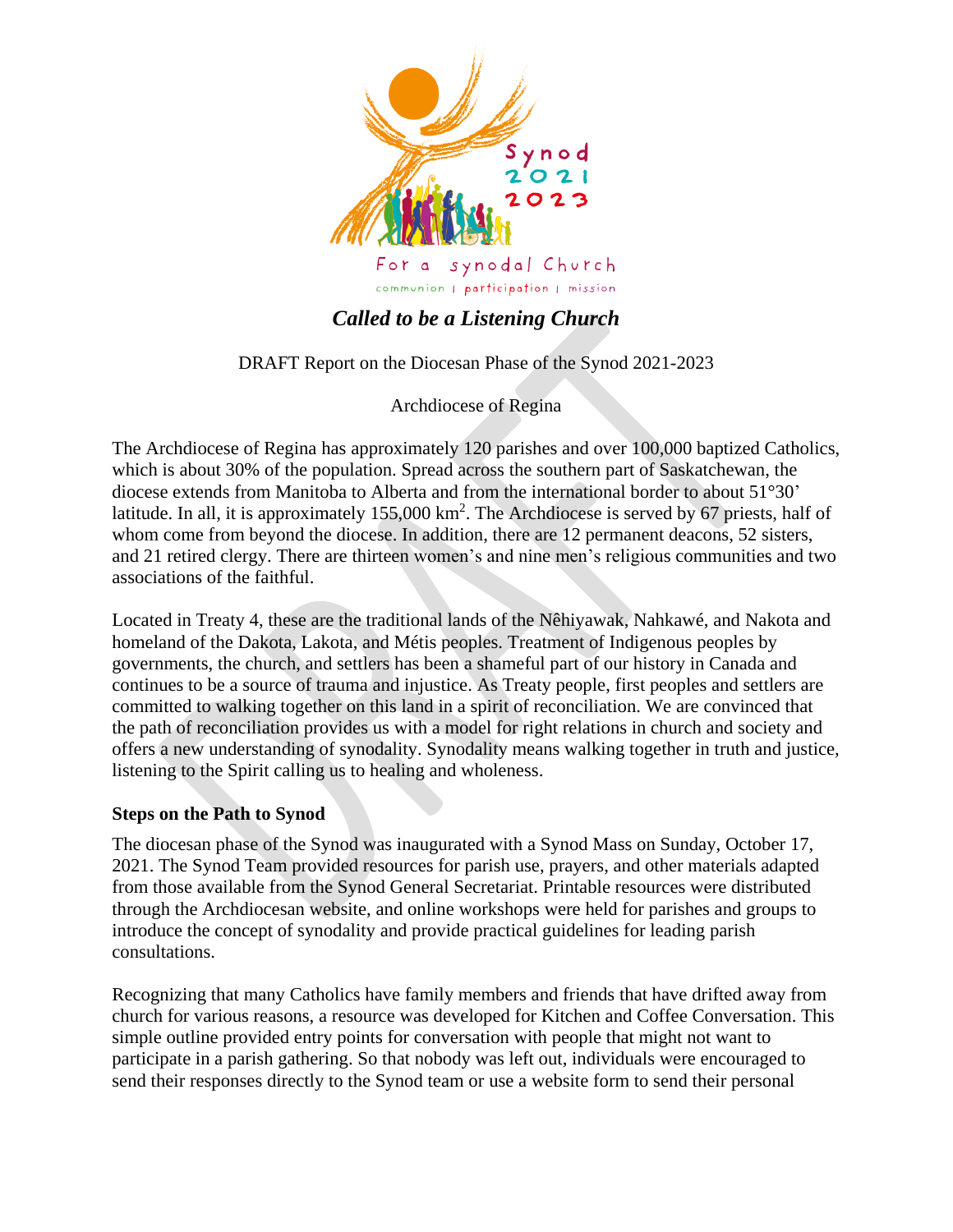Synod 2021 2023

For a synodal Church

communion | participation | mission

# *Called to be a Listening Church*

DRAFT Report on the Diocesan Phase of the Synod 2021-2023

Archdiocese of Regina

The Archdiocese of Regina has approximately 120 parishes and over 100,000 baptized Catholics, which is about 30% of the population. Spread across the southern part of Saskatchewan, the diocese extends from Manitoba to Alberta and from the international border to about 51°30' latitude. In all, it is approximately 155,000 $km^2$. The Archdiocese is served by 67 priests, half of whom come from beyond the diocese. In addition, there are 12 permanent deacons, 52 sisters, and 21 retired clergy. There are thirteen women's and nine men's religious communities and two associations of the faithful.

Located in Treaty 4, these are the traditional lands of the Nêhiyawak, Nahkawé, and Nakota and homeland of the Dakota, Lakota, and Métis peoples. Treatment of Indigenous peoples by governments, the church, and settlers has been a shameful part of our history in Canada and continues to be a source of trauma and injustice. As Treaty people, first peoples and settlers are committed to walking together on this land in a spirit of reconciliation. We are convinced that the path of reconciliation provides us with a model for right relations in church and society and offers a new understanding of synodality. Synodality means walking together in truth and justice, listening to the Spirit calling us to healing and wholeness.

## Steps on the Path to Synod

The diocesan phase of the Synod was inaugurated with a Synod Mass on Sunday, October 17, 2021. The Synod Team provided resources for parish use, prayers, and other materials adapted from those available from the Synod General Secretariat. Printable resources were distributed through the Archdiocesan website, and online workshops were held for parishes and groups to introduce the concept of synodality and provide practical guidelines for leading parish consultations.

Recognizing that many Catholics have family members and friends that have drifted away from church for various reasons, a resource was developed for Kitchen and Coffee Conversation. This simple outline provided entry points for conversation with people that might not want to participate in a parish gathering. So that nobody was left out, individuals were encouraged to send their responses directly to the Synod team or use a website form to send their personal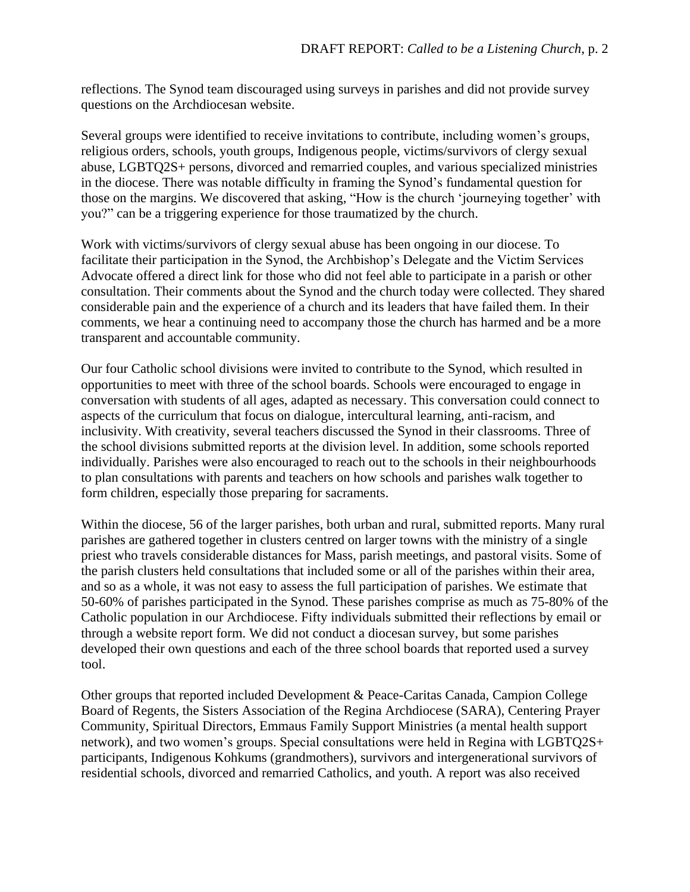reflections. The Synod team discouraged using surveys in parishes and did not provide survey questions on the Archdiocesan website.

Several groups were identified to receive invitations to contribute, including women's groups, religious orders, schools, youth groups, Indigenous people, victims/survivors of clergy sexual abuse, LGBTQ2S+ persons, divorced and remarried couples, and various specialized ministries in the diocese. There was notable difficulty in framing the Synod's fundamental question for those on the margins. We discovered that asking, "How is the church 'journeying together' with you?" can be a triggering experience for those traumatized by the church.

Work with victims/survivors of clergy sexual abuse has been ongoing in our diocese. To facilitate their participation in the Synod, the Archbishop's Delegate and the Victim Services Advocate offered a direct link for those who did not feel able to participate in a parish or other consultation. Their comments about the Synod and the church today were collected. They shared considerable pain and the experience of a church and its leaders that have failed them. In their comments, we hear a continuing need to accompany those the church has harmed and be a more transparent and accountable community.

Our four Catholic school divisions were invited to contribute to the Synod, which resulted in opportunities to meet with three of the school boards. Schools were encouraged to engage in conversation with students of all ages, adapted as necessary. This conversation could connect to aspects of the curriculum that focus on dialogue, intercultural learning, anti-racism, and inclusivity. With creativity, several teachers discussed the Synod in their classrooms. Three of the school divisions submitted reports at the division level. In addition, some schools reported individually. Parishes were also encouraged to reach out to the schools in their neighbourhoods to plan consultations with parents and teachers on how schools and parishes walk together to form children, especially those preparing for sacraments.

Within the diocese, 56 of the larger parishes, both urban and rural, submitted reports. Many rural parishes are gathered together in clusters centred on larger towns with the ministry of a single priest who travels considerable distances for Mass, parish meetings, and pastoral visits. Some of the parish clusters held consultations that included some or all of the parishes within their area, and so as a whole, it was not easy to assess the full participation of parishes. We estimate that 50-60% of parishes participated in the Synod. These parishes comprise as much as 75-80% of the Catholic population in our Archdiocese. Fifty individuals submitted their reflections by email or through a website report form. We did not conduct a diocesan survey, but some parishes developed their own questions and each of the three school boards that reported used a survey tool.

Other groups that reported included Development & Peace-Caritas Canada, Campion College Board of Regents, the Sisters Association of the Regina Archdiocese (SARA), Centering Prayer Community, Spiritual Directors, Emmaus Family Support Ministries (a mental health support network), and two women's groups. Special consultations were held in Regina with LGBTQ2S+ participants, Indigenous Kohkums (grandmothers), survivors and intergenerational survivors of residential schools, divorced and remarried Catholics, and youth. A report was also received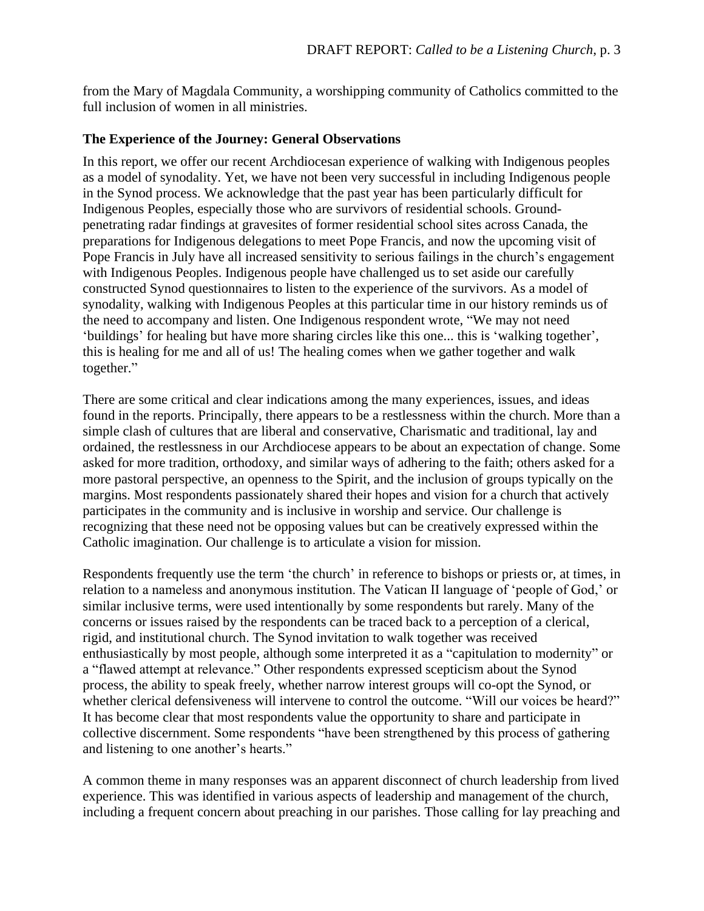from the Mary of Magdala Community, a worshipping community of Catholics committed to the full inclusion of women in all ministries.

**The Experience of the Journey: General Observations**

In this report, we offer our recent Archdiocesan experience of walking with Indigenous peoples as a model of synodality. Yet, we have not been very successful in including Indigenous people in the Synod process. We acknowledge that the past year has been particularly difficult for Indigenous Peoples, especially those who are survivors of residential schools. Ground-penetrating radar findings at gravesites of former residential school sites across Canada, the preparations for Indigenous delegations to meet Pope Francis, and now the upcoming visit of Pope Francis in July have all increased sensitivity to serious failings in the church's engagement with Indigenous Peoples. Indigenous people have challenged us to set aside our carefully constructed Synod questionnaires to listen to the experience of the survivors. As a model of synodality, walking with Indigenous Peoples at this particular time in our history reminds us of the need to accompany and listen. One Indigenous respondent wrote, "We may not need 'buildings' for healing but have more sharing circles like this one... this is 'walking together', this is healing for me and all of us! The healing comes when we gather together and walk together."

There are some critical and clear indications among the many experiences, issues, and ideas found in the reports. Principally, there appears to be a restlessness within the church. More than a simple clash of cultures that are liberal and conservative, Charismatic and traditional, lay and ordained, the restlessness in our Archdiocese appears to be about an expectation of change. Some asked for more tradition, orthodoxy, and similar ways of adhering to the faith; others asked for a more pastoral perspective, an openness to the Spirit, and the inclusion of groups typically on the margins. Most respondents passionately shared their hopes and vision for a church that actively participates in the community and is inclusive in worship and service. Our challenge is recognizing that these need not be opposing values but can be creatively expressed within the Catholic imagination. Our challenge is to articulate a vision for mission.

Respondents frequently use the term 'the church' in reference to bishops or priests or, at times, in relation to a nameless and anonymous institution. The Vatican II language of 'people of God,' or similar inclusive terms, were used intentionally by some respondents but rarely. Many of the concerns or issues raised by the respondents can be traced back to a perception of a clerical, rigid, and institutional church. The Synod invitation to walk together was received enthusiastically by most people, although some interpreted it as a "capitulation to modernity" or a "flawed attempt at relevance." Other respondents expressed scepticism about the Synod process, the ability to speak freely, whether narrow interest groups will co-opt the Synod, or whether clerical defensiveness will intervene to control the outcome. "Will our voices be heard?" It has become clear that most respondents value the opportunity to share and participate in collective discernment. Some respondents "have been strengthened by this process of gathering and listening to one another's hearts."

A common theme in many responses was an apparent disconnect of church leadership from lived experience. This was identified in various aspects of leadership and management of the church, including a frequent concern about preaching in our parishes. Those calling for lay preaching and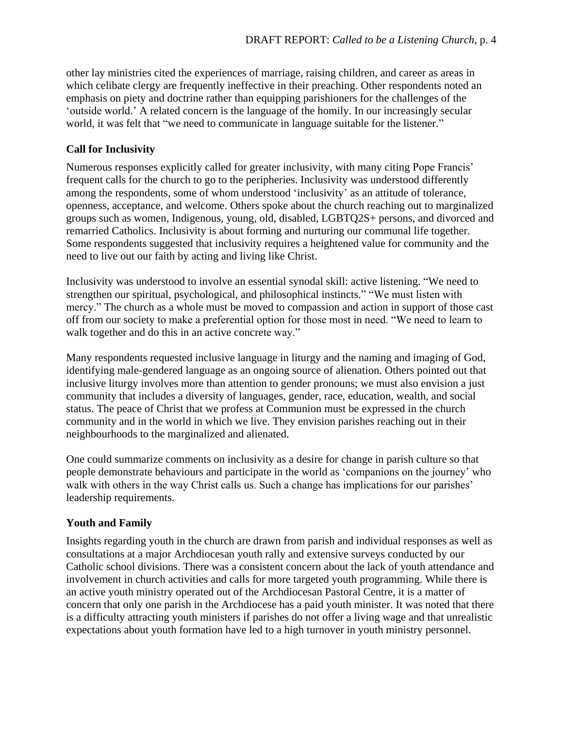other lay ministries cited the experiences of marriage, raising children, and career as areas in which celibate clergy are frequently ineffective in their preaching. Other respondents noted an emphasis on piety and doctrine rather than equipping parishioners for the challenges of the 'outside world.' A related concern is the language of the homily. In our increasingly secular world, it was felt that "we need to communicate in language suitable for the listener."

## Call for Inclusivity

Numerous responses explicitly called for greater inclusivity, with many citing Pope Francis' frequent calls for the church to go to the peripheries. Inclusivity was understood differently among the respondents, some of whom understood 'inclusivity' as an attitude of tolerance, openness, acceptance, and welcome. Others spoke about the church reaching out to marginalized groups such as women, Indigenous, young, old, disabled, LGBTQ2S+ persons, and divorced and remarried Catholics. Inclusivity is about forming and nurturing our communal life together. Some respondents suggested that inclusivity requires a heightened value for community and the need to live out our faith by acting and living like Christ.

Inclusivity was understood to involve an essential synodal skill: active listening. "We need to strengthen our spiritual, psychological, and philosophical instincts." "We must listen with mercy." The church as a whole must be moved to compassion and action in support of those cast off from our society to make a preferential option for those most in need. "We need to learn to walk together and do this in an active concrete way."

Many respondents requested inclusive language in liturgy and the naming and imaging of God, identifying male-gendered language as an ongoing source of alienation. Others pointed out that inclusive liturgy involves more than attention to gender pronouns; we must also envision a just community that includes a diversity of languages, gender, race, education, wealth, and social status. The peace of Christ that we profess at Communion must be expressed in the church community and in the world in which we live. They envision parishes reaching out in their neighbourhoods to the marginalized and alienated.

One could summarize comments on inclusivity as a desire for change in parish culture so that people demonstrate behaviours and participate in the world as 'companions on the journey' who walk with others in the way Christ calls us. Such a change has implications for our parishes' leadership requirements.

## Youth and Family

Insights regarding youth in the church are drawn from parish and individual responses as well as consultations at a major Archdiocesan youth rally and extensive surveys conducted by our Catholic school divisions. There was a consistent concern about the lack of youth attendance and involvement in church activities and calls for more targeted youth programming. While there is an active youth ministry operated out of the Archdiocesan Pastoral Centre, it is a matter of concern that only one parish in the Archdiocese has a paid youth minister. It was noted that there is a difficulty attracting youth ministers if parishes do not offer a living wage and that unrealistic expectations about youth formation have led to a high turnover in youth ministry personnel.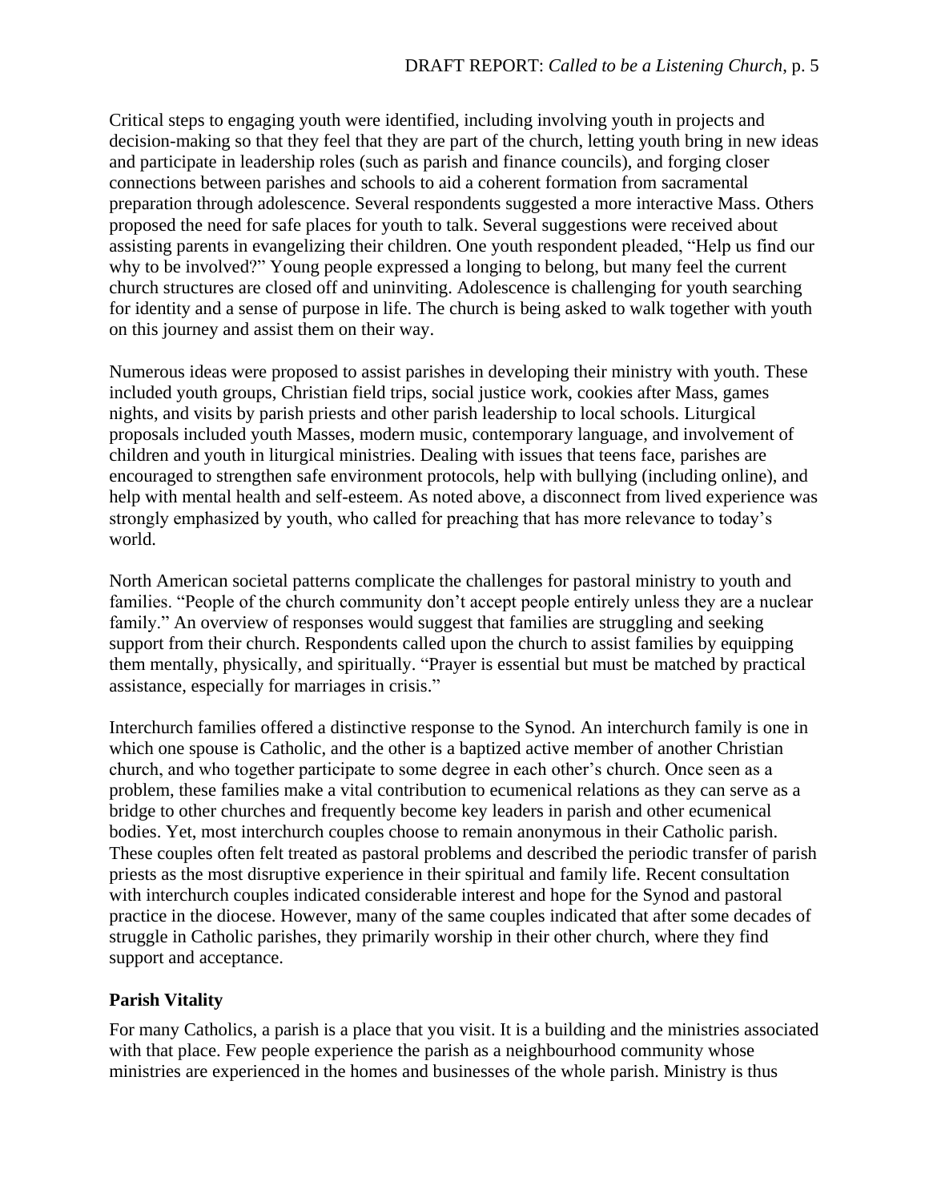Critical steps to engaging youth were identified, including involving youth in projects and decision-making so that they feel that they are part of the church, letting youth bring in new ideas and participate in leadership roles (such as parish and finance councils), and forging closer connections between parishes and schools to aid a coherent formation from sacramental preparation through adolescence. Several respondents suggested a more interactive Mass. Others proposed the need for safe places for youth to talk. Several suggestions were received about assisting parents in evangelizing their children. One youth respondent pleaded, "Help us find our why to be involved?" Young people expressed a longing to belong, but many feel the current church structures are closed off and uninviting. Adolescence is challenging for youth searching for identity and a sense of purpose in life. The church is being asked to walk together with youth on this journey and assist them on their way.

Numerous ideas were proposed to assist parishes in developing their ministry with youth. These included youth groups, Christian field trips, social justice work, cookies after Mass, games nights, and visits by parish priests and other parish leadership to local schools. Liturgical proposals included youth Masses, modern music, contemporary language, and involvement of children and youth in liturgical ministries. Dealing with issues that teens face, parishes are encouraged to strengthen safe environment protocols, help with bullying (including online), and help with mental health and self-esteem. As noted above, a disconnect from lived experience was strongly emphasized by youth, who called for preaching that has more relevance to today's world.

North American societal patterns complicate the challenges for pastoral ministry to youth and families. "People of the church community don't accept people entirely unless they are a nuclear family." An overview of responses would suggest that families are struggling and seeking support from their church. Respondents called upon the church to assist families by equipping them mentally, physically, and spiritually. "Prayer is essential but must be matched by practical assistance, especially for marriages in crisis."

Interchurch families offered a distinctive response to the Synod. An interchurch family is one in which one spouse is Catholic, and the other is a baptized active member of another Christian church, and who together participate to some degree in each other's church. Once seen as a problem, these families make a vital contribution to ecumenical relations as they can serve as a bridge to other churches and frequently become key leaders in parish and other ecumenical bodies. Yet, most interchurch couples choose to remain anonymous in their Catholic parish. These couples often felt treated as pastoral problems and described the periodic transfer of parish priests as the most disruptive experience in their spiritual and family life. Recent consultation with interchurch couples indicated considerable interest and hope for the Synod and pastoral practice in the diocese. However, many of the same couples indicated that after some decades of struggle in Catholic parishes, they primarily worship in their other church, where they find support and acceptance.

## Parish Vitality

For many Catholics, a parish is a place that you visit. It is a building and the ministries associated with that place. Few people experience the parish as a neighbourhood community whose ministries are experienced in the homes and businesses of the whole parish. Ministry is thus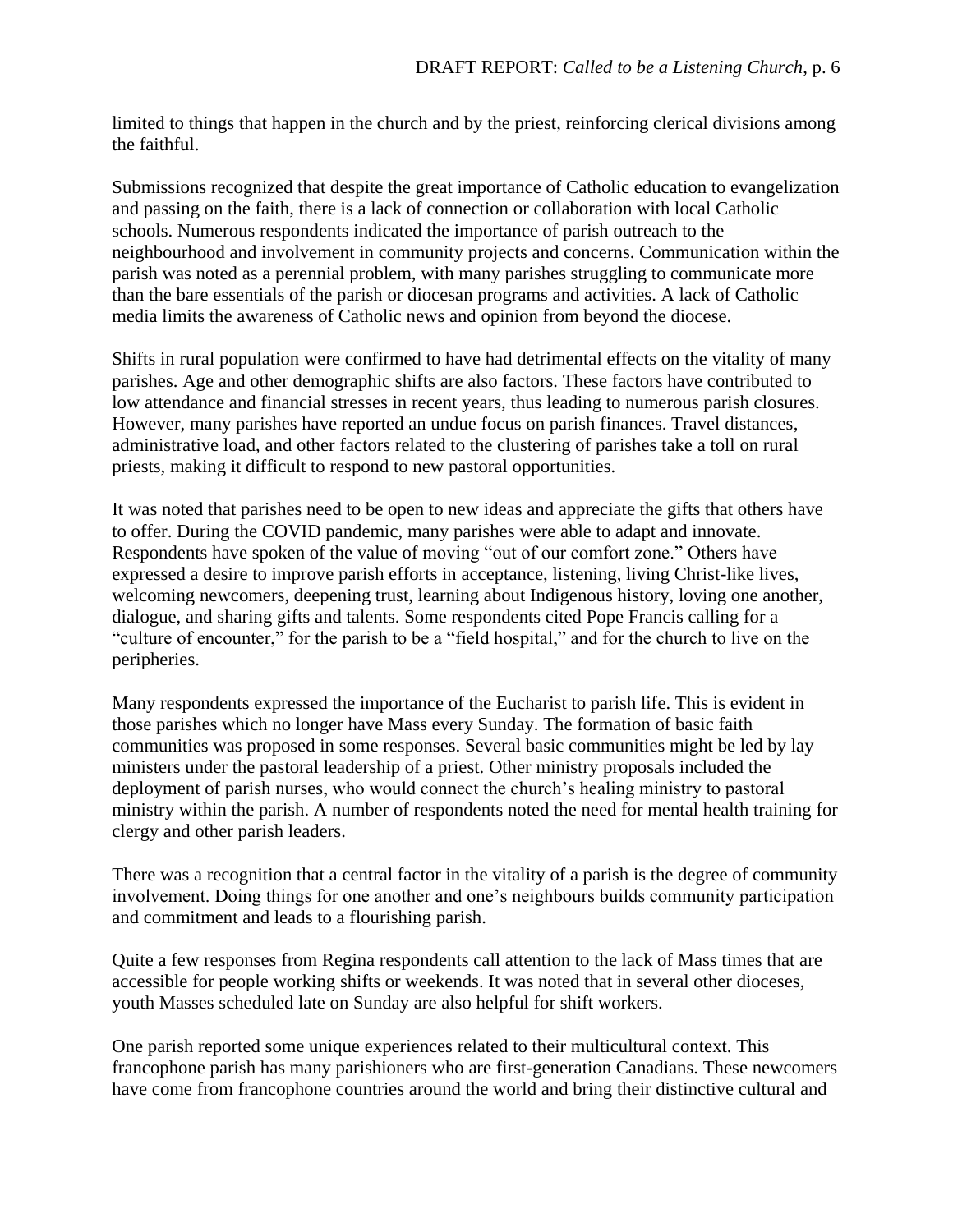limited to things that happen in the church and by the priest, reinforcing clerical divisions among the faithful.

Submissions recognized that despite the great importance of Catholic education to evangelization and passing on the faith, there is a lack of connection or collaboration with local Catholic schools. Numerous respondents indicated the importance of parish outreach to the neighbourhood and involvement in community projects and concerns. Communication within the parish was noted as a perennial problem, with many parishes struggling to communicate more than the bare essentials of the parish or diocesan programs and activities. A lack of Catholic media limits the awareness of Catholic news and opinion from beyond the diocese.

Shifts in rural population were confirmed to have had detrimental effects on the vitality of many parishes. Age and other demographic shifts are also factors. These factors have contributed to low attendance and financial stresses in recent years, thus leading to numerous parish closures. However, many parishes have reported an undue focus on parish finances. Travel distances, administrative load, and other factors related to the clustering of parishes take a toll on rural priests, making it difficult to respond to new pastoral opportunities.

It was noted that parishes need to be open to new ideas and appreciate the gifts that others have to offer. During the COVID pandemic, many parishes were able to adapt and innovate. Respondents have spoken of the value of moving "out of our comfort zone." Others have expressed a desire to improve parish efforts in acceptance, listening, living Christ-like lives, welcoming newcomers, deepening trust, learning about Indigenous history, loving one another, dialogue, and sharing gifts and talents. Some respondents cited Pope Francis calling for a "culture of encounter," for the parish to be a "field hospital," and for the church to live on the peripheries.

Many respondents expressed the importance of the Eucharist to parish life. This is evident in those parishes which no longer have Mass every Sunday. The formation of basic faith communities was proposed in some responses. Several basic communities might be led by lay ministers under the pastoral leadership of a priest. Other ministry proposals included the deployment of parish nurses, who would connect the church's healing ministry to pastoral ministry within the parish. A number of respondents noted the need for mental health training for clergy and other parish leaders.

There was a recognition that a central factor in the vitality of a parish is the degree of community involvement. Doing things for one another and one's neighbours builds community participation and commitment and leads to a flourishing parish.

Quite a few responses from Regina respondents call attention to the lack of Mass times that are accessible for people working shifts or weekends. It was noted that in several other dioceses, youth Masses scheduled late on Sunday are also helpful for shift workers.

One parish reported some unique experiences related to their multicultural context. This francophone parish has many parishioners who are first-generation Canadians. These newcomers have come from francophone countries around the world and bring their distinctive cultural and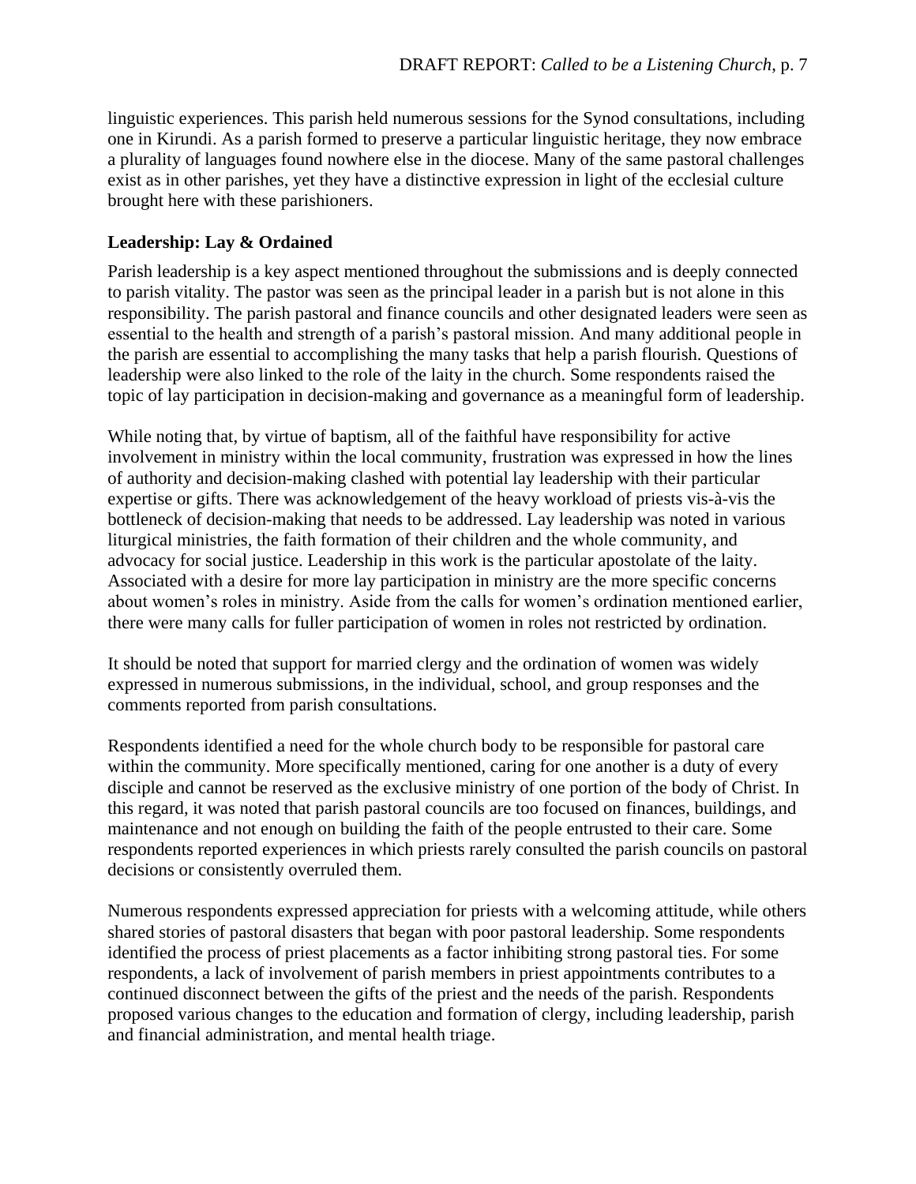linguistic experiences. This parish held numerous sessions for the Synod consultations, including one in Kirundi. As a parish formed to preserve a particular linguistic heritage, they now embrace a plurality of languages found nowhere else in the diocese. Many of the same pastoral challenges exist as in other parishes, yet they have a distinctive expression in light of the ecclesial culture brought here with these parishioners.

### Leadership: Lay & Ordained

Parish leadership is a key aspect mentioned throughout the submissions and is deeply connected to parish vitality. The pastor was seen as the principal leader in a parish but is not alone in this responsibility. The parish pastoral and finance councils and other designated leaders were seen as essential to the health and strength of a parish's pastoral mission. And many additional people in the parish are essential to accomplishing the many tasks that help a parish flourish. Questions of leadership were also linked to the role of the laity in the church. Some respondents raised the topic of lay participation in decision-making and governance as a meaningful form of leadership.

While noting that, by virtue of baptism, all of the faithful have responsibility for active involvement in ministry within the local community, frustration was expressed in how the lines of authority and decision-making clashed with potential lay leadership with their particular expertise or gifts. There was acknowledgement of the heavy workload of priests vis-à-vis the bottleneck of decision-making that needs to be addressed. Lay leadership was noted in various liturgical ministries, the faith formation of their children and the whole community, and advocacy for social justice. Leadership in this work is the particular apostolate of the laity. Associated with a desire for more lay participation in ministry are the more specific concerns about women's roles in ministry. Aside from the calls for women's ordination mentioned earlier, there were many calls for fuller participation of women in roles not restricted by ordination.

It should be noted that support for married clergy and the ordination of women was widely expressed in numerous submissions, in the individual, school, and group responses and the comments reported from parish consultations.

Respondents identified a need for the whole church body to be responsible for pastoral care within the community. More specifically mentioned, caring for one another is a duty of every disciple and cannot be reserved as the exclusive ministry of one portion of the body of Christ. In this regard, it was noted that parish pastoral councils are too focused on finances, buildings, and maintenance and not enough on building the faith of the people entrusted to their care. Some respondents reported experiences in which priests rarely consulted the parish councils on pastoral decisions or consistently overruled them.

Numerous respondents expressed appreciation for priests with a welcoming attitude, while others shared stories of pastoral disasters that began with poor pastoral leadership. Some respondents identified the process of priest placements as a factor inhibiting strong pastoral ties. For some respondents, a lack of involvement of parish members in priest appointments contributes to a continued disconnect between the gifts of the priest and the needs of the parish. Respondents proposed various changes to the education and formation of clergy, including leadership, parish and financial administration, and mental health triage.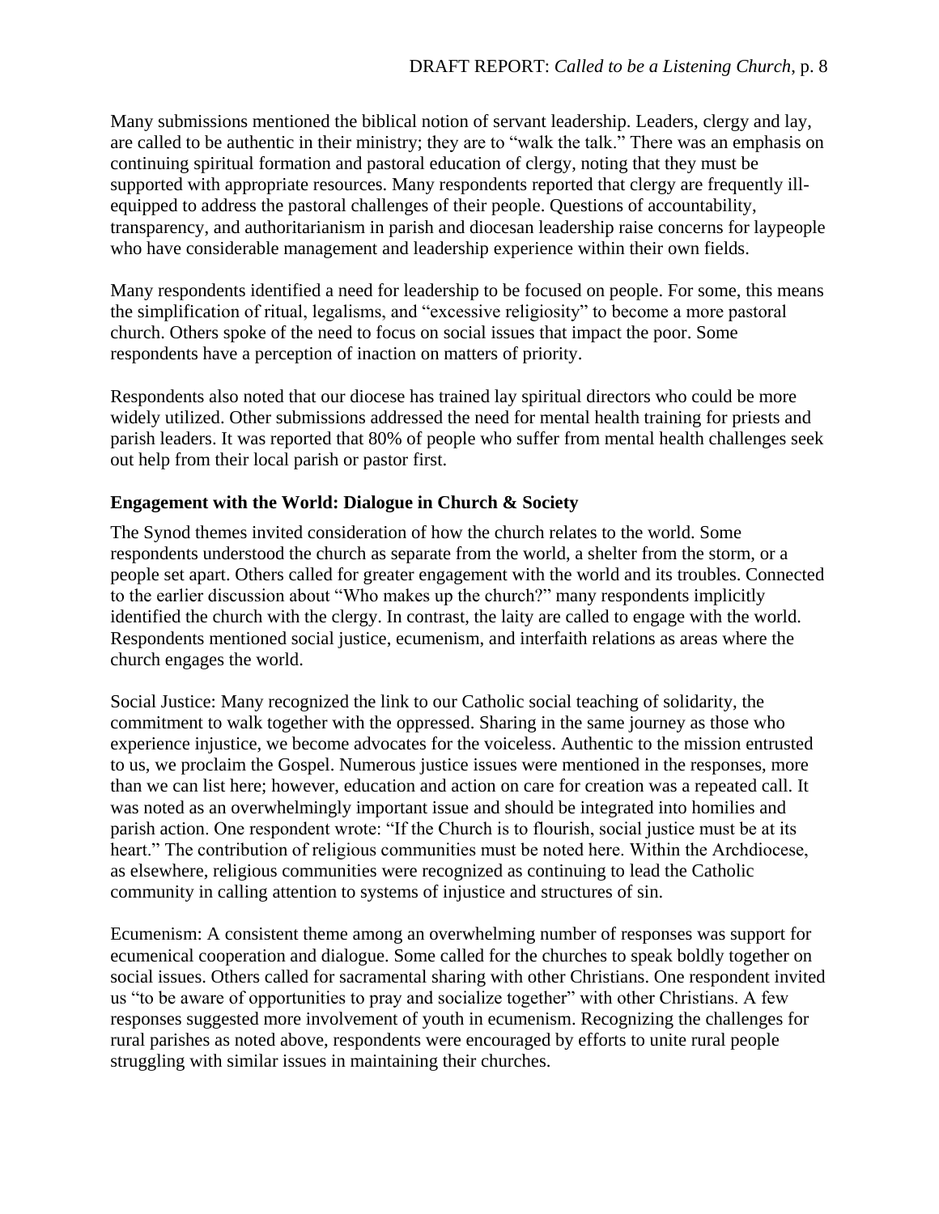Many submissions mentioned the biblical notion of servant leadership. Leaders, clergy and lay, are called to be authentic in their ministry; they are to "walk the talk." There was an emphasis on continuing spiritual formation and pastoral education of clergy, noting that they must be supported with appropriate resources. Many respondents reported that clergy are frequently ill-equipped to address the pastoral challenges of their people. Questions of accountability, transparency, and authoritarianism in parish and diocesan leadership raise concerns for laypeople who have considerable management and leadership experience within their own fields.

Many respondents identified a need for leadership to be focused on people. For some, this means the simplification of ritual, legalisms, and "excessive religiosity" to become a more pastoral church. Others spoke of the need to focus on social issues that impact the poor. Some respondents have a perception of inaction on matters of priority.

Respondents also noted that our diocese has trained lay spiritual directors who could be more widely utilized. Other submissions addressed the need for mental health training for priests and parish leaders. It was reported that 80% of people who suffer from mental health challenges seek out help from their local parish or pastor first.

### Engagement with the World: Dialogue in Church & Society

The Synod themes invited consideration of how the church relates to the world. Some respondents understood the church as separate from the world, a shelter from the storm, or a people set apart. Others called for greater engagement with the world and its troubles. Connected to the earlier discussion about "Who makes up the church?" many respondents implicitly identified the church with the clergy. In contrast, the laity are called to engage with the world. Respondents mentioned social justice, ecumenism, and interfaith relations as areas where the church engages the world.

Social Justice: Many recognized the link to our Catholic social teaching of solidarity, the commitment to walk together with the oppressed. Sharing in the same journey as those who experience injustice, we become advocates for the voiceless. Authentic to the mission entrusted to us, we proclaim the Gospel. Numerous justice issues were mentioned in the responses, more than we can list here; however, education and action on care for creation was a repeated call. It was noted as an overwhelmingly important issue and should be integrated into homilies and parish action. One respondent wrote: "If the Church is to flourish, social justice must be at its heart." The contribution of religious communities must be noted here. Within the Archdiocese, as elsewhere, religious communities were recognized as continuing to lead the Catholic community in calling attention to systems of injustice and structures of sin.

Ecumenism: A consistent theme among an overwhelming number of responses was support for ecumenical cooperation and dialogue. Some called for the churches to speak boldly together on social issues. Others called for sacramental sharing with other Christians. One respondent invited us "to be aware of opportunities to pray and socialize together" with other Christians. A few responses suggested more involvement of youth in ecumenism. Recognizing the challenges for rural parishes as noted above, respondents were encouraged by efforts to unite rural people struggling with similar issues in maintaining their churches.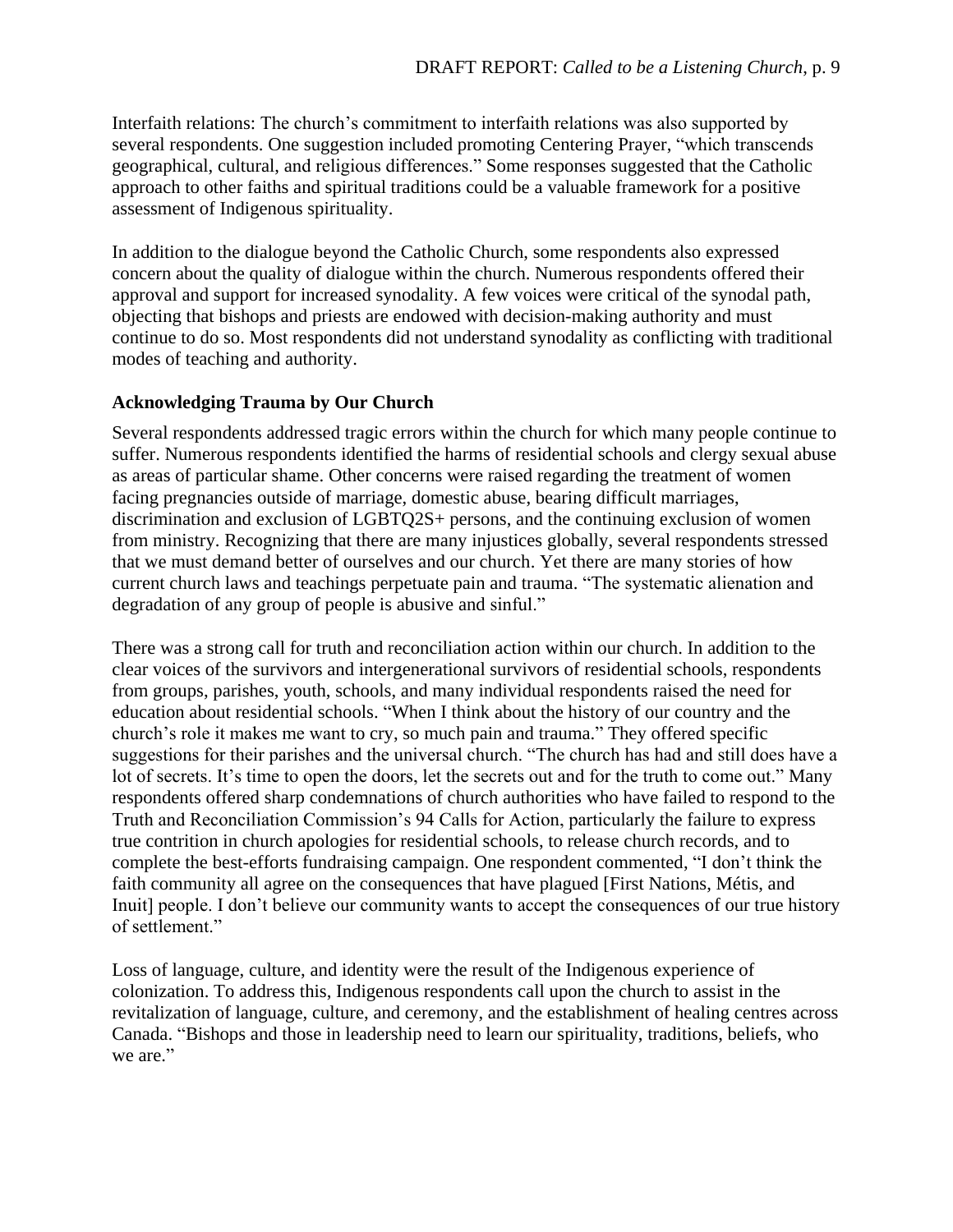Interfaith relations: The church's commitment to interfaith relations was also supported by several respondents. One suggestion included promoting Centering Prayer, "which transcends geographical, cultural, and religious differences." Some responses suggested that the Catholic approach to other faiths and spiritual traditions could be a valuable framework for a positive assessment of Indigenous spirituality.

In addition to the dialogue beyond the Catholic Church, some respondents also expressed concern about the quality of dialogue within the church. Numerous respondents offered their approval and support for increased synodality. A few voices were critical of the synodal path, objecting that bishops and priests are endowed with decision-making authority and must continue to do so. Most respondents did not understand synodality as conflicting with traditional modes of teaching and authority.

### Acknowledging Trauma by Our Church

Several respondents addressed tragic errors within the church for which many people continue to suffer. Numerous respondents identified the harms of residential schools and clergy sexual abuse as areas of particular shame. Other concerns were raised regarding the treatment of women facing pregnancies outside of marriage, domestic abuse, bearing difficult marriages, discrimination and exclusion of LGBTQ2S+ persons, and the continuing exclusion of women from ministry. Recognizing that there are many injustices globally, several respondents stressed that we must demand better of ourselves and our church. Yet there are many stories of how current church laws and teachings perpetuate pain and trauma. "The systematic alienation and degradation of any group of people is abusive and sinful."

There was a strong call for truth and reconciliation action within our church. In addition to the clear voices of the survivors and intergenerational survivors of residential schools, respondents from groups, parishes, youth, schools, and many individual respondents raised the need for education about residential schools. "When I think about the history of our country and the church's role it makes me want to cry, so much pain and trauma." They offered specific suggestions for their parishes and the universal church. "The church has had and still does have a lot of secrets. It's time to open the doors, let the secrets out and for the truth to come out." Many respondents offered sharp condemnations of church authorities who have failed to respond to the Truth and Reconciliation Commission's 94 Calls for Action, particularly the failure to express true contrition in church apologies for residential schools, to release church records, and to complete the best-efforts fundraising campaign. One respondent commented, "I don't think the faith community all agree on the consequences that have plagued [First Nations, Métis, and Inuit] people. I don't believe our community wants to accept the consequences of our true history of settlement."

Loss of language, culture, and identity were the result of the Indigenous experience of colonization. To address this, Indigenous respondents call upon the church to assist in the revitalization of language, culture, and ceremony, and the establishment of healing centres across Canada. "Bishops and those in leadership need to learn our spirituality, traditions, beliefs, who we are."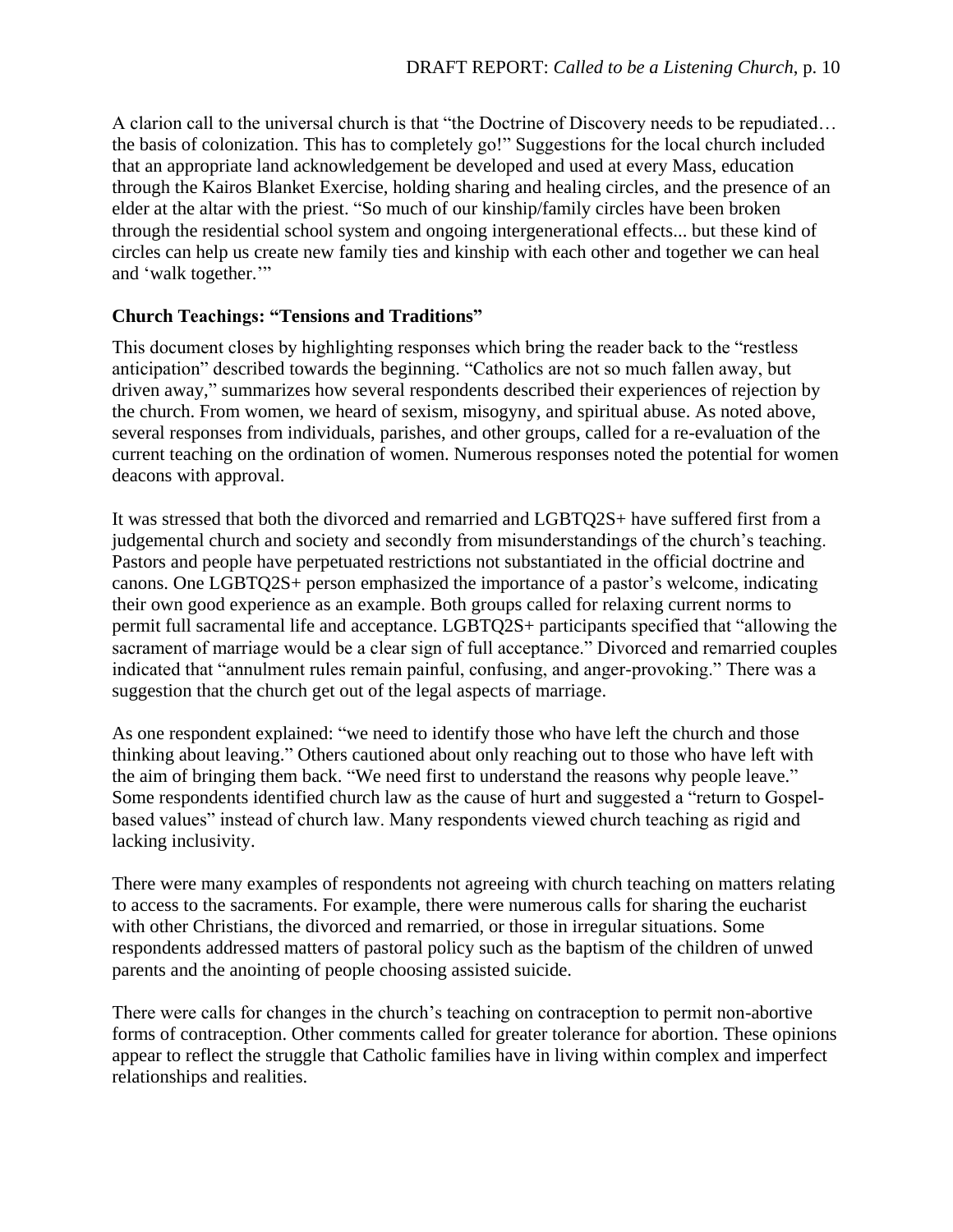A clarion call to the universal church is that "the Doctrine of Discovery needs to be repudiated… the basis of colonization. This has to completely go!" Suggestions for the local church included that an appropriate land acknowledgement be developed and used at every Mass, education through the Kairos Blanket Exercise, holding sharing and healing circles, and the presence of an elder at the altar with the priest. "So much of our kinship/family circles have been broken through the residential school system and ongoing intergenerational effects... but these kind of circles can help us create new family ties and kinship with each other and together we can heal and 'walk together.'"

### Church Teachings: "Tensions and Traditions"

This document closes by highlighting responses which bring the reader back to the "restless anticipation" described towards the beginning. "Catholics are not so much fallen away, but driven away," summarizes how several respondents described their experiences of rejection by the church. From women, we heard of sexism, misogyny, and spiritual abuse. As noted above, several responses from individuals, parishes, and other groups, called for a re-evaluation of the current teaching on the ordination of women. Numerous responses noted the potential for women deacons with approval.

It was stressed that both the divorced and remarried and LGBTQ2S+ have suffered first from a judgemental church and society and secondly from misunderstandings of the church's teaching. Pastors and people have perpetuated restrictions not substantiated in the official doctrine and canons. One LGBTQ2S+ person emphasized the importance of a pastor's welcome, indicating their own good experience as an example. Both groups called for relaxing current norms to permit full sacramental life and acceptance. LGBTQ2S+ participants specified that "allowing the sacrament of marriage would be a clear sign of full acceptance." Divorced and remarried couples indicated that "annulment rules remain painful, confusing, and anger-provoking." There was a suggestion that the church get out of the legal aspects of marriage.

As one respondent explained: "we need to identify those who have left the church and those thinking about leaving." Others cautioned about only reaching out to those who have left with the aim of bringing them back. "We need first to understand the reasons why people leave." Some respondents identified church law as the cause of hurt and suggested a "return to Gospel-based values" instead of church law. Many respondents viewed church teaching as rigid and lacking inclusivity.

There were many examples of respondents not agreeing with church teaching on matters relating to access to the sacraments. For example, there were numerous calls for sharing the eucharist with other Christians, the divorced and remarried, or those in irregular situations. Some respondents addressed matters of pastoral policy such as the baptism of the children of unwed parents and the anointing of people choosing assisted suicide.

There were calls for changes in the church's teaching on contraception to permit non-abortive forms of contraception. Other comments called for greater tolerance for abortion. These opinions appear to reflect the struggle that Catholic families have in living within complex and imperfect relationships and realities.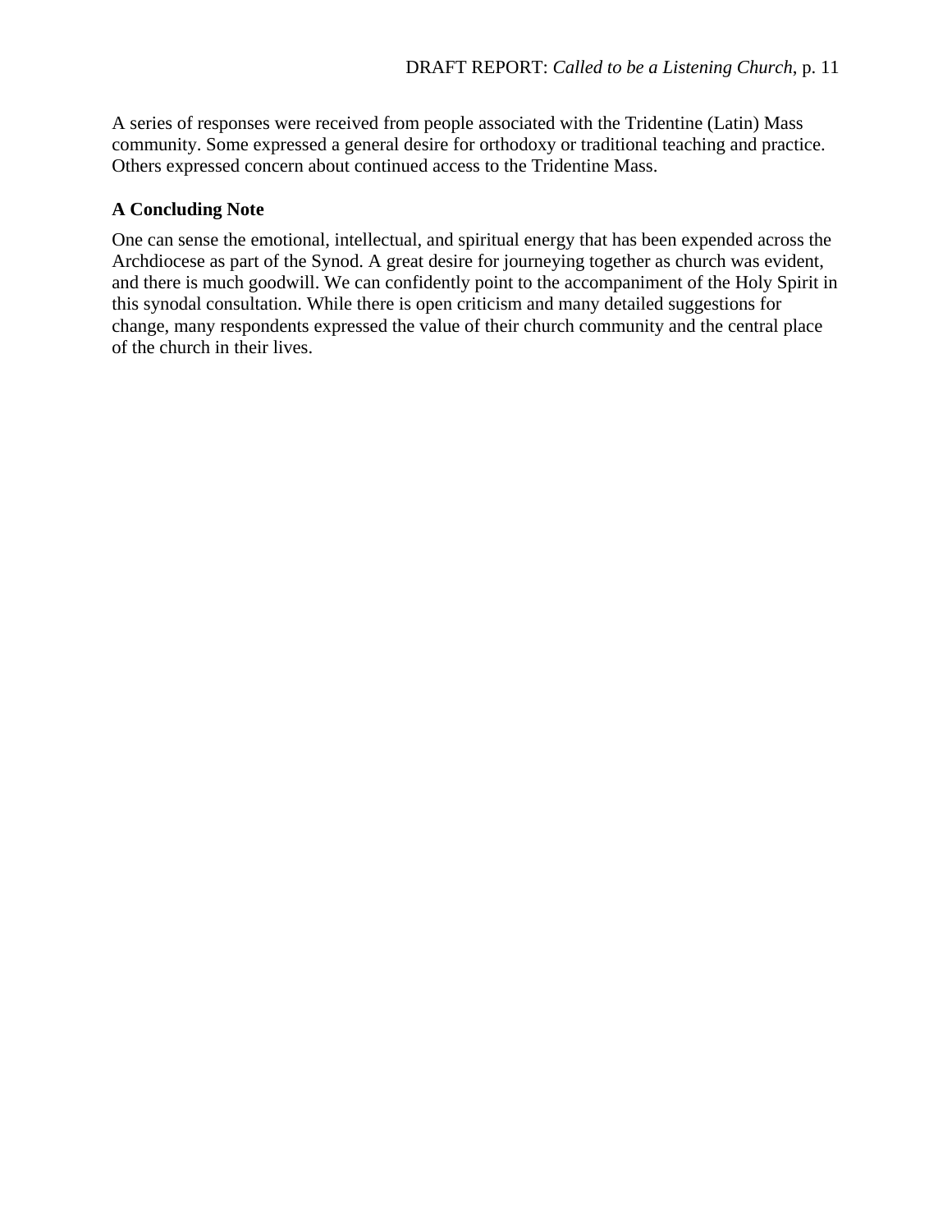A series of responses were received from people associated with the Tridentine (Latin) Mass community. Some expressed a general desire for orthodoxy or traditional teaching and practice. Others expressed concern about continued access to the Tridentine Mass.

**A Concluding Note**

One can sense the emotional, intellectual, and spiritual energy that has been expended across the Archdiocese as part of the Synod. A great desire for journeying together as church was evident, and there is much goodwill. We can confidently point to the accompaniment of the Holy Spirit in this synodal consultation. While there is open criticism and many detailed suggestions for change, many respondents expressed the value of their church community and the central place of the church in their lives.